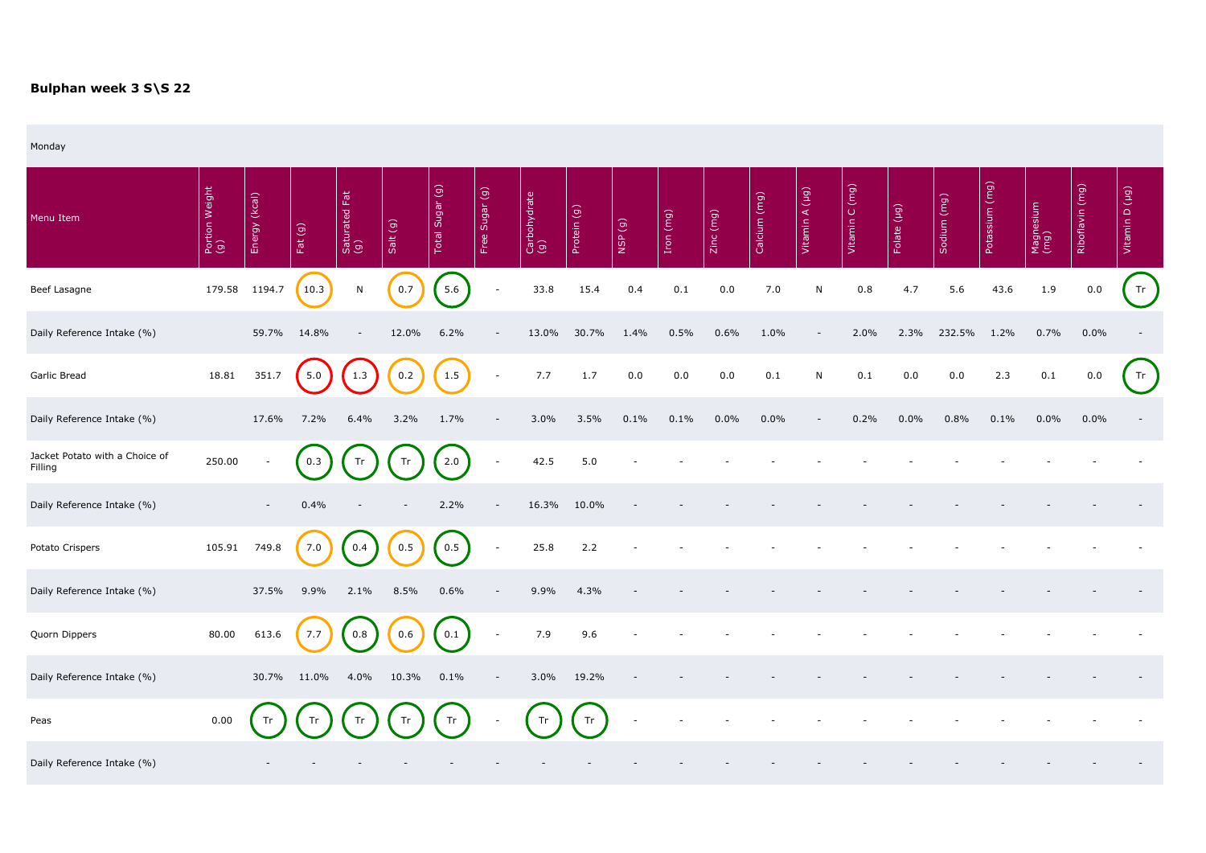## Bulphan week 3 S\S 22

Monday

| Menu Item | Portion Weight (g) | Energy (kcal) | Fat (g) | Saturated Fat (g) | Salt (g) | Total Sugar (g) | Free Sugar (g) | Carbohydrate (g) | Protein (g) | NSP (g) | Iron (mg) | Zinc (mg) | Calcium (mg) | Vitamin A (µg) | Vitamin C (mg) | Folate (µg) | Sodium (mg) | Potassium (mg) | Magnesium (mg) | Riboflavin (mg) | Vitamin D (µg) |
|---|---|---|---|---|---|---|---|---|---|---|---|---|---|---|---|---|---|---|---|---|---|
| Beef Lasagne | 179.58 | 1194.7 | 10.3 | N | 0.7 | 5.6 | - | 33.8 | 15.4 | 0.4 | 0.1 | 0.0 | 7.0 | N | 0.8 | 4.7 | 5.6 | 43.6 | 1.9 | 0.0 | Tr |
| Daily Reference Intake (%) | | 59.7% | 14.8% | - | 12.0% | 6.2% | - | 13.0% | 30.7% | 1.4% | 0.5% | 0.6% | 1.0% | - | 2.0% | 2.3% | 232.5% | 1.2% | 0.7% | 0.0% | - |
| Garlic Bread | 18.81 | 351.7 | 5.0 | 1.3 | 0.2 | 1.5 | - | 7.7 | 1.7 | 0.0 | 0.0 | 0.0 | 0.1 | N | 0.1 | 0.0 | 0.0 | 2.3 | 0.1 | 0.0 | Tr |
| Daily Reference Intake (%) | | 17.6% | 7.2% | 6.4% | 3.2% | 1.7% | - | 3.0% | 3.5% | 0.1% | 0.1% | 0.0% | 0.0% | - | 0.2% | 0.0% | 0.8% | 0.1% | 0.0% | 0.0% | - |
| Jacket Potato with a Choice of Filling | 250.00 | - | 0.3 | Tr | Tr | 2.0 | - | 42.5 | 5.0 | - | - | - | - | - | - | - | - | - | - | - | - |
| Daily Reference Intake (%) | | - | 0.4% | - | - | 2.2% | - | 16.3% | 10.0% | - | - | - | - | - | - | - | - | - | - | - | - |
| Potato Crispers | 105.91 | 749.8 | 7.0 | 0.4 | 0.5 | 0.5 | - | 25.8 | 2.2 | - | - | - | - | - | - | - | - | - | - | - | - |
| Daily Reference Intake (%) | | 37.5% | 9.9% | 2.1% | 8.5% | 0.6% | - | 9.9% | 4.3% | - | - | - | - | - | - | - | - | - | - | - | - |
| Quorn Dippers | 80.00 | 613.6 | 7.7 | 0.8 | 0.6 | 0.1 | - | 7.9 | 9.6 | - | - | - | - | - | - | - | - | - | - | - | - |
| Daily Reference Intake (%) | | 30.7% | 11.0% | 4.0% | 10.3% | 0.1% | - | 3.0% | 19.2% | - | - | - | - | - | - | - | - | - | - | - | - |
| Peas | 0.00 | Tr | Tr | Tr | Tr | Tr | - | Tr | Tr | - | - | - | - | - | - | - | - | - | - | - | - |
| Daily Reference Intake (%) | | - | - | - | - | - | - | - | - | - | - | - | - | - | - | - | - | - | - | - | - |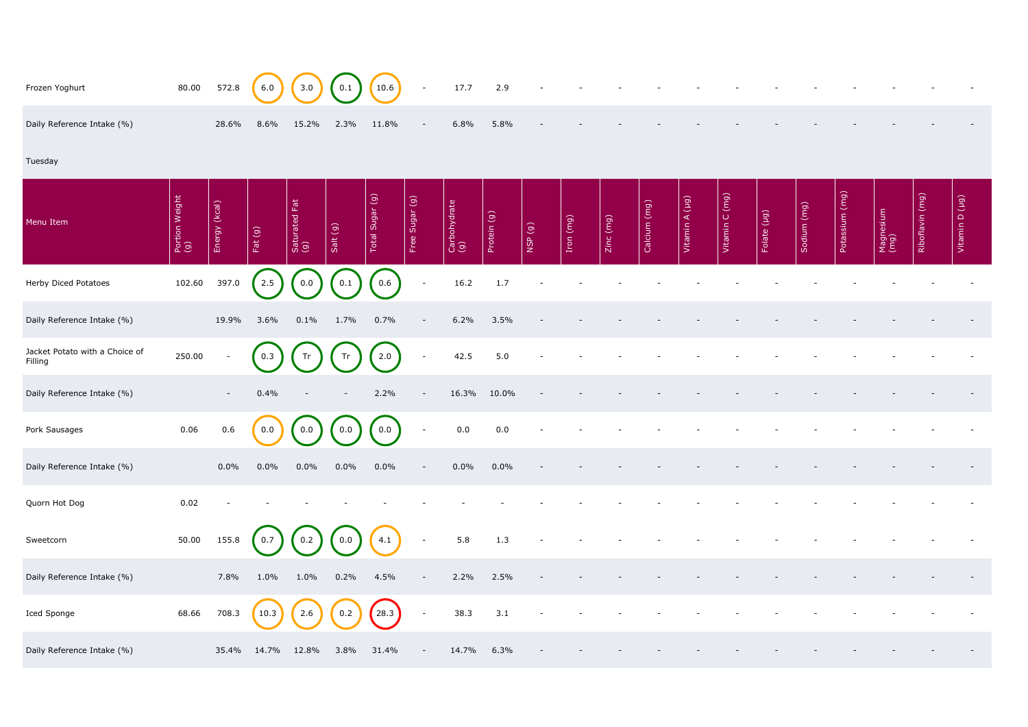| Frozen Yoghurt | 80.00 | 572.8 | 6.0 | 3.0 | 0.1 | 10.6 | - | 17.7 | 2.9 | - | - | - | - | - | - | - | - | - | - | - | - |
|---|---|---|---|---|---|---|---|---|---|---|---|---|---|---|---|---|---|---|---|---|---|
| Daily Reference Intake (%) | | 28.6% | 8.6% | 15.2% | 2.3% | 11.8% | - | 6.8% | 5.8% | - | - | - | - | - | - | - | - | - | - | - | - |

Tuesday

| Menu Item | Portion Weight (g) | Energy (kcal) | Fat (g) | Saturated Fat (g) | Salt (g) | Total Sugar (g) | Free Sugar (g) | Carbohydrate (g) | Protein (g) | NSP (g) | Iron (mg) | Zinc (mg) | Calcium (mg) | Vitamin A (µg) | Vitamin C (mg) | Folate (µg) | Sodium (mg) | Potassium (mg) | Magnesium (mg) | Riboflavin (mg) | Vitamin D (µg) |
|---|---|---|---|---|---|---|---|---|---|---|---|---|---|---|---|---|---|---|---|---|---|
| Herby Diced Potatoes | 102.60 | 397.0 | 2.5 | 0.0 | 0.1 | 0.6 | - | 16.2 | 1.7 | - | - | - | - | - | - | - | - | - | - | - | - |
| Daily Reference Intake (%) | | 19.9% | 3.6% | 0.1% | 1.7% | 0.7% | - | 6.2% | 3.5% | - | - | - | - | - | - | - | - | - | - | - | - |
| Jacket Potato with a Choice of Filling | 250.00 | - | 0.3 | Tr | Tr | 2.0 | - | 42.5 | 5.0 | - | - | - | - | - | - | - | - | - | - | - | - |
| Daily Reference Intake (%) | | - | 0.4% | - | - | 2.2% | - | 16.3% | 10.0% | - | - | - | - | - | - | - | - | - | - | - | - |
| Pork Sausages | 0.06 | 0.6 | 0.0 | 0.0 | 0.0 | 0.0 | - | 0.0 | 0.0 | - | - | - | - | - | - | - | - | - | - | - | - |
| Daily Reference Intake (%) | | 0.0% | 0.0% | 0.0% | 0.0% | 0.0% | - | 0.0% | 0.0% | - | - | - | - | - | - | - | - | - | - | - | - |
| Quorn Hot Dog | 0.02 | - | - | - | - | - | - | - | - | - | - | - | - | - | - | - | - | - | - | - | - |
| Sweetcorn | 50.00 | 155.8 | 0.7 | 0.2 | 0.0 | 4.1 | - | 5.8 | 1.3 | - | - | - | - | - | - | - | - | - | - | - | - |
| Daily Reference Intake (%) | | 7.8% | 1.0% | 1.0% | 0.2% | 4.5% | - | 2.2% | 2.5% | - | - | - | - | - | - | - | - | - | - | - | - |
| Iced Sponge | 68.66 | 708.3 | 10.3 | 2.6 | 0.2 | 28.3 | - | 38.3 | 3.1 | - | - | - | - | - | - | - | - | - | - | - | - |
| Daily Reference Intake (%) | | 35.4% | 14.7% | 12.8% | 3.8% | 31.4% | - | 14.7% | 6.3% | - | - | - | - | - | - | - | - | - | - | - | - |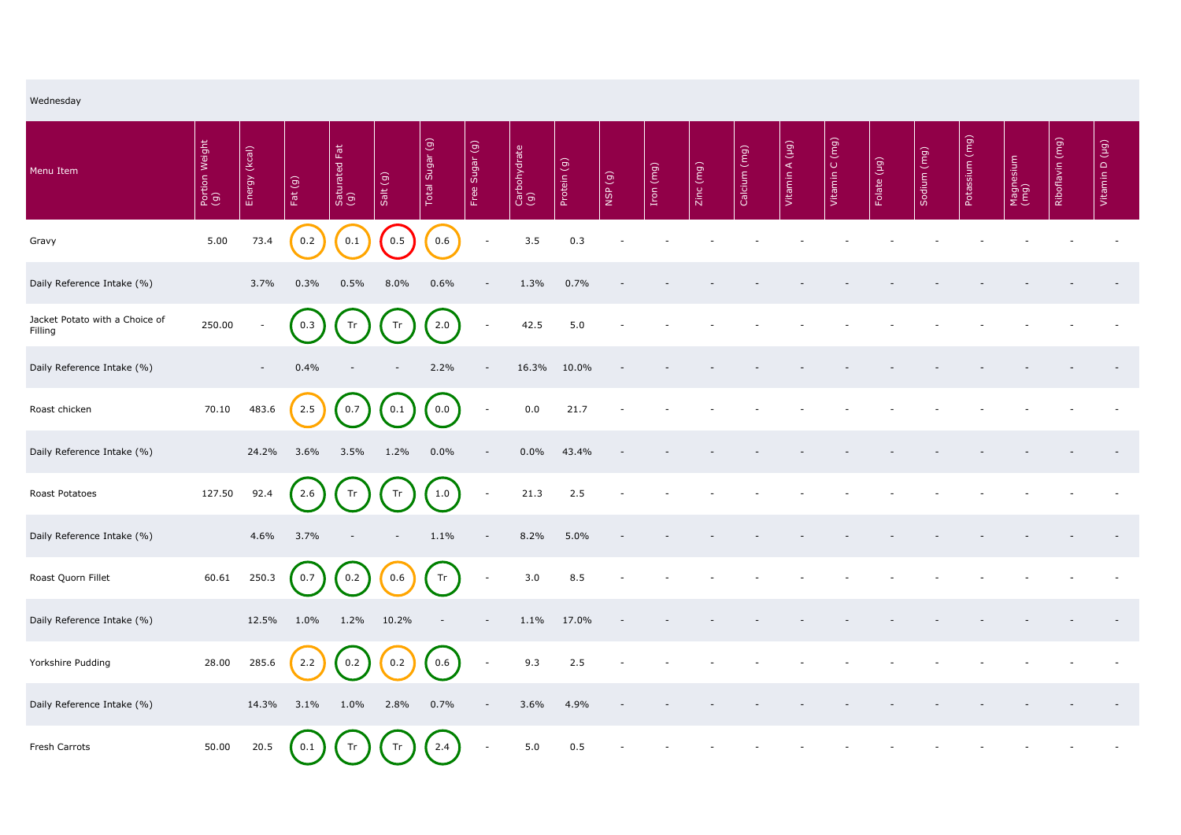Wednesday

| Menu Item | Portion Weight (g) | Energy (kcal) | Fat (g) | Saturated Fat (g) | Salt (g) | Total Sugar (g) | Free Sugar (g) | Carbohydrate (g) | Protein (g) | NSP (g) | Iron (mg) | Zinc (mg) | Calcium (mg) | Vitamin A (µg) | Vitamin C (mg) | Folate (µg) | Sodium (mg) | Potassium (mg) | Magnesium (mg) | Riboflavin (mg) | Vitamin D (µg) |
|---|---|---|---|---|---|---|---|---|---|---|---|---|---|---|---|---|---|---|---|---|---|
| Gravy | 5.00 | 73.4 | 0.2 | 0.1 | 0.5 | 0.6 | - | 3.5 | 0.3 | - | - | - | - | - | - | - | - | - | - | - | - |
| Daily Reference Intake (%) | | 3.7% | 0.3% | 0.5% | 8.0% | 0.6% | - | 1.3% | 0.7% | - | - | - | - | - | - | - | - | - | - | - | - |
| Jacket Potato with a Choice of Filling | 250.00 | - | 0.3 | Tr | Tr | 2.0 | - | 42.5 | 5.0 | - | - | - | - | - | - | - | - | - | - | - | - |
| Daily Reference Intake (%) | | - | 0.4% | - | - | 2.2% | - | 16.3% | 10.0% | - | - | - | - | - | - | - | - | - | - | - | - |
| Roast chicken | 70.10 | 483.6 | 2.5 | 0.7 | 0.1 | 0.0 | - | 0.0 | 21.7 | - | - | - | - | - | - | - | - | - | - | - | - |
| Daily Reference Intake (%) | | 24.2% | 3.6% | 3.5% | 1.2% | 0.0% | - | 0.0% | 43.4% | - | - | - | - | - | - | - | - | - | - | - | - |
| Roast Potatoes | 127.50 | 92.4 | 2.6 | Tr | Tr | 1.0 | - | 21.3 | 2.5 | - | - | - | - | - | - | - | - | - | - | - | - |
| Daily Reference Intake (%) | | 4.6% | 3.7% | - | - | 1.1% | - | 8.2% | 5.0% | - | - | - | - | - | - | - | - | - | - | - | - |
| Roast Quorn Fillet | 60.61 | 250.3 | 0.7 | 0.2 | 0.6 | Tr | - | 3.0 | 8.5 | - | - | - | - | - | - | - | - | - | - | - | - |
| Daily Reference Intake (%) | | 12.5% | 1.0% | 1.2% | 10.2% | - | - | 1.1% | 17.0% | - | - | - | - | - | - | - | - | - | - | - | - |
| Yorkshire Pudding | 28.00 | 285.6 | 2.2 | 0.2 | 0.2 | 0.6 | - | 9.3 | 2.5 | - | - | - | - | - | - | - | - | - | - | - | - |
| Daily Reference Intake (%) | | 14.3% | 3.1% | 1.0% | 2.8% | 0.7% | - | 3.6% | 4.9% | - | - | - | - | - | - | - | - | - | - | - | - |
| Fresh Carrots | 50.00 | 20.5 | 0.1 | Tr | Tr | 2.4 | - | 5.0 | 0.5 | - | - | - | - | - | - | - | - | - | - | - | - |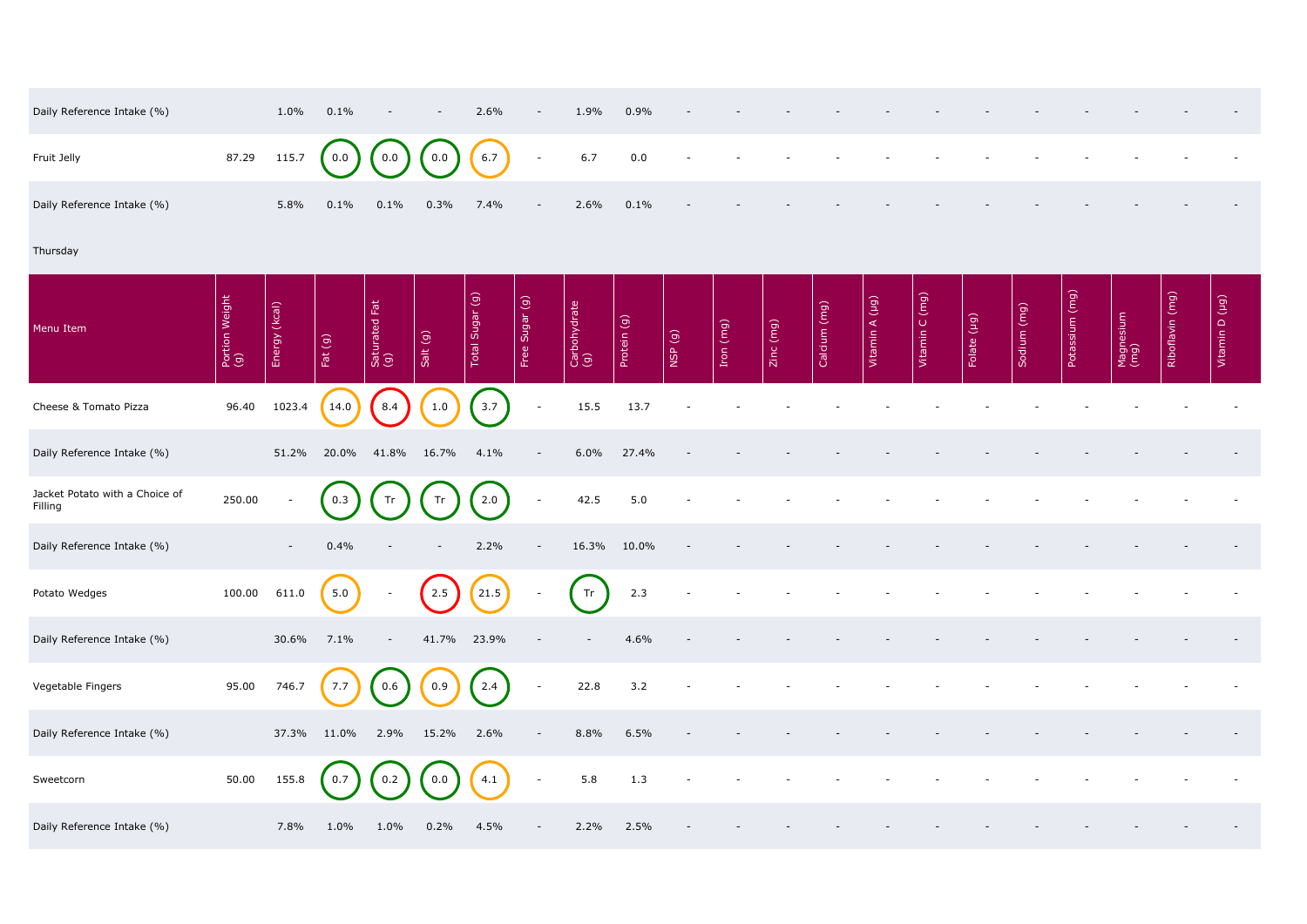| | | | | | | | | | | | | | | | | | | | | | | |
|---|---|---|---|---|---|---|---|---|---|---|---|---|---|---|---|---|---|---|---|---|---|---|
| Daily Reference Intake (%) | | 1.0% | 0.1% | - | - | 2.6% | - | 1.9% | 0.9% | - | - | - | - | - | - | - | - | - | - | - | - | - |
| Fruit Jelly | 87.29 | 115.7 | 0.0 | 0.0 | 0.0 | 6.7 | - | 6.7 | 0.0 | - | - | - | - | - | - | - | - | - | - | - | - | - |
| Daily Reference Intake (%) | | 5.8% | 0.1% | 0.1% | 0.3% | 7.4% | - | 2.6% | 0.1% | - | - | - | - | - | - | - | - | - | - | - | - | - |

Thursday

| Menu Item | Portion Weight (g) | Energy (kcal) | Fat (g) | Saturated Fat (g) | Salt (g) | Total Sugar (g) | Free Sugar (g) | Carbohydrate (g) | Protein (g) | NSP (g) | Iron (mg) | Zinc (mg) | Calcium (mg) | Vitamin A (µg) | Vitamin C (mg) | Folate (µg) | Sodium (mg) | Potassium (mg) | Magnesium (mg) | Riboflavin (mg) | Vitamin D (µg) |
|---|---|---|---|---|---|---|---|---|---|---|---|---|---|---|---|---|---|---|---|---|---|
| Cheese & Tomato Pizza | 96.40 | 1023.4 | 14.0 | 8.4 | 1.0 | 3.7 | - | 15.5 | 13.7 | - | - | - | - | - | - | - | - | - | - | - | - |
| Daily Reference Intake (%) | | 51.2% | 20.0% | 41.8% | 16.7% | 4.1% | - | 6.0% | 27.4% | - | - | - | - | - | - | - | - | - | - | - | - |
| Jacket Potato with a Choice of Filling | 250.00 | - | 0.3 | Tr | Tr | 2.0 | - | 42.5 | 5.0 | - | - | - | - | - | - | - | - | - | - | - | - |
| Daily Reference Intake (%) | | - | 0.4% | - | - | 2.2% | - | 16.3% | 10.0% | - | - | - | - | - | - | - | - | - | - | - | - |
| Potato Wedges | 100.00 | 611.0 | 5.0 | - | 2.5 | 21.5 | - | Tr | 2.3 | - | - | - | - | - | - | - | - | - | - | - | - |
| Daily Reference Intake (%) | | 30.6% | 7.1% | - | 41.7% | 23.9% | - | - | 4.6% | - | - | - | - | - | - | - | - | - | - | - | - |
| Vegetable Fingers | 95.00 | 746.7 | 7.7 | 0.6 | 0.9 | 2.4 | - | 22.8 | 3.2 | - | - | - | - | - | - | - | - | - | - | - | - |
| Daily Reference Intake (%) | | 37.3% | 11.0% | 2.9% | 15.2% | 2.6% | - | 8.8% | 6.5% | - | - | - | - | - | - | - | - | - | - | - | - |
| Sweetcorn | 50.00 | 155.8 | 0.7 | 0.2 | 0.0 | 4.1 | - | 5.8 | 1.3 | - | - | - | - | - | - | - | - | - | - | - | - |
| Daily Reference Intake (%) | | 7.8% | 1.0% | 1.0% | 0.2% | 4.5% | - | 2.2% | 2.5% | - | - | - | - | - | - | - | - | - | - | - | - |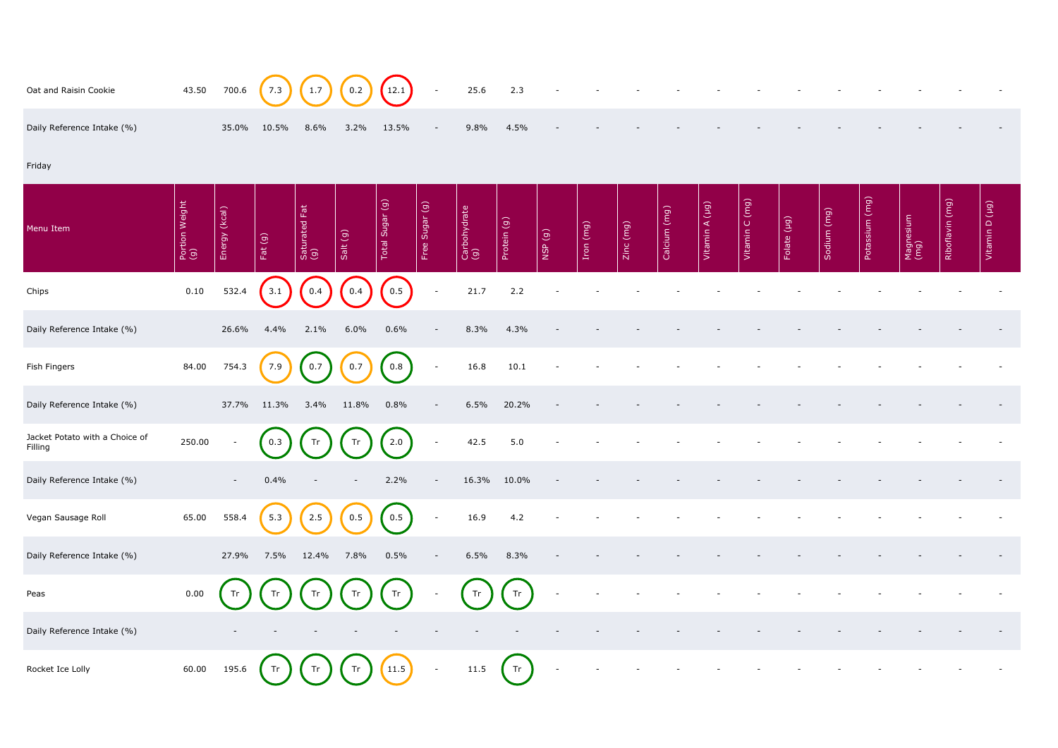| Oat and Raisin Cookie | 43.50 | 700.6 | 7.3 | 1.7 | 0.2 | 12.1 | - | 25.6 | 2.3 | - | - | - | - | - | - | - | - | - | - | - | - |
|---|---|---|---|---|---|---|---|---|---|---|---|---|---|---|---|---|---|---|---|---|---|
| Daily Reference Intake (%) | | 35.0% | 10.5% | 8.6% | 3.2% | 13.5% | - | 9.8% | 4.5% | - | - | - | - | - | - | - | - | - | - | - | - |

Friday

| Menu Item | Portion Weight (g) | Energy (kcal) | Fat (g) | Saturated Fat (g) | Salt (g) | Total Sugar (g) | Free Sugar (g) | Carbohydrate (g) | Protein (g) | NSP (g) | Iron (mg) | Zinc (mg) | Calcium (mg) | Vitamin A (µg) | Vitamin C (mg) | Folate (µg) | Sodium (mg) | Potassium (mg) | Magnesium (mg) | Riboflavin (mg) | Vitamin D (µg) |
|---|---|---|---|---|---|---|---|---|---|---|---|---|---|---|---|---|---|---|---|---|---|
| Chips | 0.10 | 532.4 | 3.1 | 0.4 | 0.4 | 0.5 | - | 21.7 | 2.2 | - | - | - | - | - | - | - | - | - | - | - | - |
| Daily Reference Intake (%) | | 26.6% | 4.4% | 2.1% | 6.0% | 0.6% | - | 8.3% | 4.3% | - | - | - | - | - | - | - | - | - | - | - | - |
| Fish Fingers | 84.00 | 754.3 | 7.9 | 0.7 | 0.7 | 0.8 | - | 16.8 | 10.1 | - | - | - | - | - | - | - | - | - | - | - | - |
| Daily Reference Intake (%) | | 37.7% | 11.3% | 3.4% | 11.8% | 0.8% | - | 6.5% | 20.2% | - | - | - | - | - | - | - | - | - | - | - | - |
| Jacket Potato with a Choice of Filling | 250.00 | - | 0.3 | Tr | Tr | 2.0 | - | 42.5 | 5.0 | - | - | - | - | - | - | - | - | - | - | - | - |
| Daily Reference Intake (%) | | - | 0.4% | - | - | 2.2% | - | 16.3% | 10.0% | - | - | - | - | - | - | - | - | - | - | - | - |
| Vegan Sausage Roll | 65.00 | 558.4 | 5.3 | 2.5 | 0.5 | 0.5 | - | 16.9 | 4.2 | - | - | - | - | - | - | - | - | - | - | - | - |
| Daily Reference Intake (%) | | 27.9% | 7.5% | 12.4% | 7.8% | 0.5% | - | 6.5% | 8.3% | - | - | - | - | - | - | - | - | - | - | - | - |
| Peas | 0.00 | Tr | Tr | Tr | Tr | Tr | - | Tr | Tr | - | - | - | - | - | - | - | - | - | - | - | - |
| Daily Reference Intake (%) | | - | - | - | - | - | - | - | - | - | - | - | - | - | - | - | - | - | - | - | - |
| Rocket Ice Lolly | 60.00 | 195.6 | Tr | Tr | Tr | 11.5 | - | 11.5 | Tr | - | - | - | - | - | - | - | - | - | - | - | - |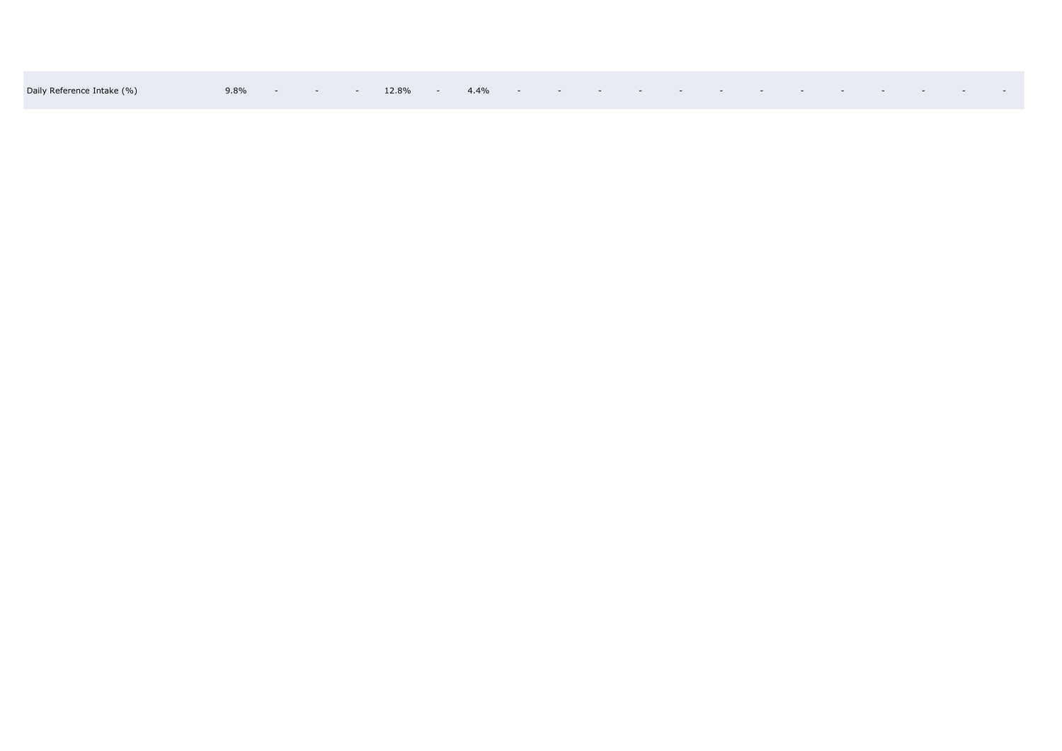| | | | | | | | | | | | | | | | | | | | | |
|---|---|---|---|---|---|---|---|---|---|---|---|---|---|---|---|---|---|---|---|---|
| Daily Reference Intake (%) | 9.8% | - | - | - | 12.8% | - | 4.4% | - | - | - | - | - | - | - | - | - | - | - | - | - |